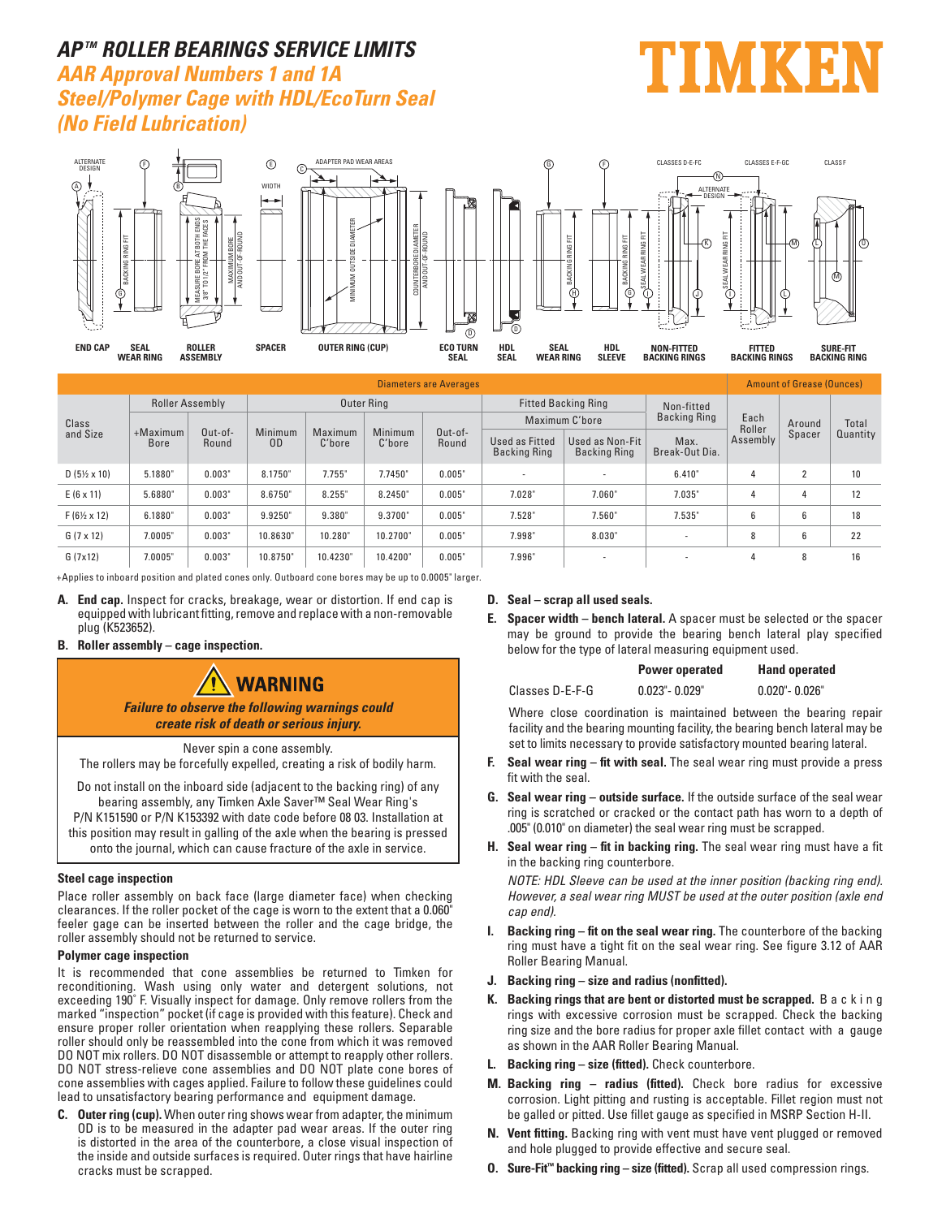# AP™ ROLLER BEARINGS SERVICE LIMITS

## AAR Approval Numbers 1 and 1A
## Steel/Polymer Cage with HDL/EcoTurn Seal
## (No Field Lubrication)

TIMKEN

END CAP | SEAL WEAR RING | ROLLER ASSEMBLY | SPACER | OUTER RING (CUP) | ECO TURN SEAL | HDL SEAL | SEAL WEAR RING | HDL SLEEVE | NON-FITTED BACKING RINGS | FITTED BACKING RINGS | SURE-FIT BACKING RING

| Class and Size | Diameters are Averages | | | | | | | | | Amount of Grease (Ounces) | | |
|---|---|---|---|---|---|---|---|---|---|---|---|---|
| | Roller Assembly | | Outer Ring | | | | Fitted Backing Ring | | Non-fitted Backing Ring | Each Roller Assembly | Around Spacer | Total Quantity |
| | | | | | | | Maximum C'bore | | | | | |
| | +Maximum Bore | Out-of-Round | Minimum OD | Maximum C'bore | Minimum C'bore | Out-of-Round | Used as Fitted Backing Ring | Used as Non-Fit Backing Ring | Max. Break-Out Dia. | | | |
| D (5½ x 10) | 5.1880" | 0.003" | 8.1750" | 7.755" | 7.7450" | 0.005" | - | - | 6.410" | 4 | 2 | 10 |
| E (6 x 11) | 5.6880" | 0.003" | 8.6750" | 8.255" | 8.2450" | 0.005" | 7.028" | 7.060" | 7.035" | 4 | 4 | 12 |
| F (6½ x 12) | 6.1880" | 0.003" | 9.9250" | 9.380" | 9.3700" | 0.005" | 7.528" | 7.560" | 7.535" | 6 | 6 | 18 |
| G (7 x 12) | 7.0005" | 0.003" | 10.8630" | 10.280" | 10.2700" | 0.005" | 7.998" | 8.030" | - | 8 | 6 | 22 |
| G (7x12) | 7.0005" | 0.003" | 10.8750" | 10.4230" | 10.4200" | 0.005" | 7.996" | - | - | 4 | 8 | 16 |

+Applies to inboard position and plated cones only. Outboard cone bores may be up to 0.0005" larger.

**A. End cap.** Inspect for cracks, breakage, wear or distortion. If end cap is equipped with lubricant fitting, remove and replace with a non-removable plug (K523652).

**B. Roller assembly – cage inspection.**

> **⚠ WARNING**
>
> ***Failure to observe the following warnings could create risk of death or serious injury.***
>
> Never spin a cone assembly. The rollers may be forcefully expelled, creating a risk of bodily harm.
>
> Do not install on the inboard side (adjacent to the backing ring) of any bearing assembly, any Timken Axle Saver™ Seal Wear Ring's P/N K151590 or P/N K153392 with date code before 08 03. Installation at this position may result in galling of the axle when the bearing is pressed onto the journal, which can cause fracture of the axle in service.

**Steel cage inspection**

Place roller assembly on back face (large diameter face) when checking clearances. If the roller pocket of the cage is worn to the extent that a 0.060" feeler gage can be inserted between the roller and the cage bridge, the roller assembly should not be returned to service.

**Polymer cage inspection**

It is recommended that cone assemblies be returned to Timken for reconditioning. Wash using only water and detergent solutions, not exceeding 190° F. Visually inspect for damage. Only remove rollers from the marked "inspection" pocket (if cage is provided with this feature). Check and ensure proper roller orientation when reapplying these rollers. Separable roller should only be reassembled into the cone from which it was removed DO NOT mix rollers. DO NOT disassemble or attempt to reapply other rollers. DO NOT stress-relieve cone assemblies and DO NOT plate cone bores of cone assemblies with cages applied. Failure to follow these guidelines could lead to unsatisfactory bearing performance and equipment damage.

**C. Outer ring (cup).** When outer ring shows wear from adapter, the minimum OD is to be measured in the adapter pad wear areas. If the outer ring is distorted in the area of the counterbore, a close visual inspection of the inside and outside surfaces is required. Outer rings that have hairline cracks must be scrapped.

**D. Seal – scrap all used seals.**

**E. Spacer width – bench lateral.** A spacer must be selected or the spacer may be ground to provide the bearing bench lateral play specified below for the type of lateral measuring equipment used.

| | Power operated | Hand operated |
|---|---|---|
| Classes D-E-F-G | 0.023"- 0.029" | 0.020"- 0.026" |

Where close coordination is maintained between the bearing repair facility and the bearing mounting facility, the bearing bench lateral may be set to limits necessary to provide satisfactory mounted bearing lateral.

**F. Seal wear ring – fit with seal.** The seal wear ring must provide a press fit with the seal.

**G. Seal wear ring – outside surface.** If the outside surface of the seal wear ring is scratched or cracked or the contact path has worn to a depth of .005" (0.010" on diameter) the seal wear ring must be scrapped.

**H. Seal wear ring – fit in backing ring.** The seal wear ring must have a fit in the backing ring counterbore.

*NOTE: HDL Sleeve can be used at the inner position (backing ring end). However, a seal wear ring MUST be used at the outer position (axle end cap end).*

**I. Backing ring – fit on the seal wear ring.** The counterbore of the backing ring must have a tight fit on the seal wear ring. See figure 3.12 of AAR Roller Bearing Manual.

**J. Backing ring – size and radius (nonfitted).**

**K. Backing rings that are bent or distorted must be scrapped.** Backing rings with excessive corrosion must be scrapped. Check the backing ring size and the bore radius for proper axle fillet contact with a gauge as shown in the AAR Roller Bearing Manual.

**L. Backing ring – size (fitted).** Check counterbore.

**M. Backing ring – radius (fitted).** Check bore radius for excessive corrosion. Light pitting and rusting is acceptable. Fillet region must not be galled or pitted. Use fillet gauge as specified in MSRP Section H-II.

**N. Vent fitting.** Backing ring with vent must have vent plugged or removed and hole plugged to provide effective and secure seal.

**O. Sure-Fit™ backing ring – size (fitted).** Scrap all used compression rings.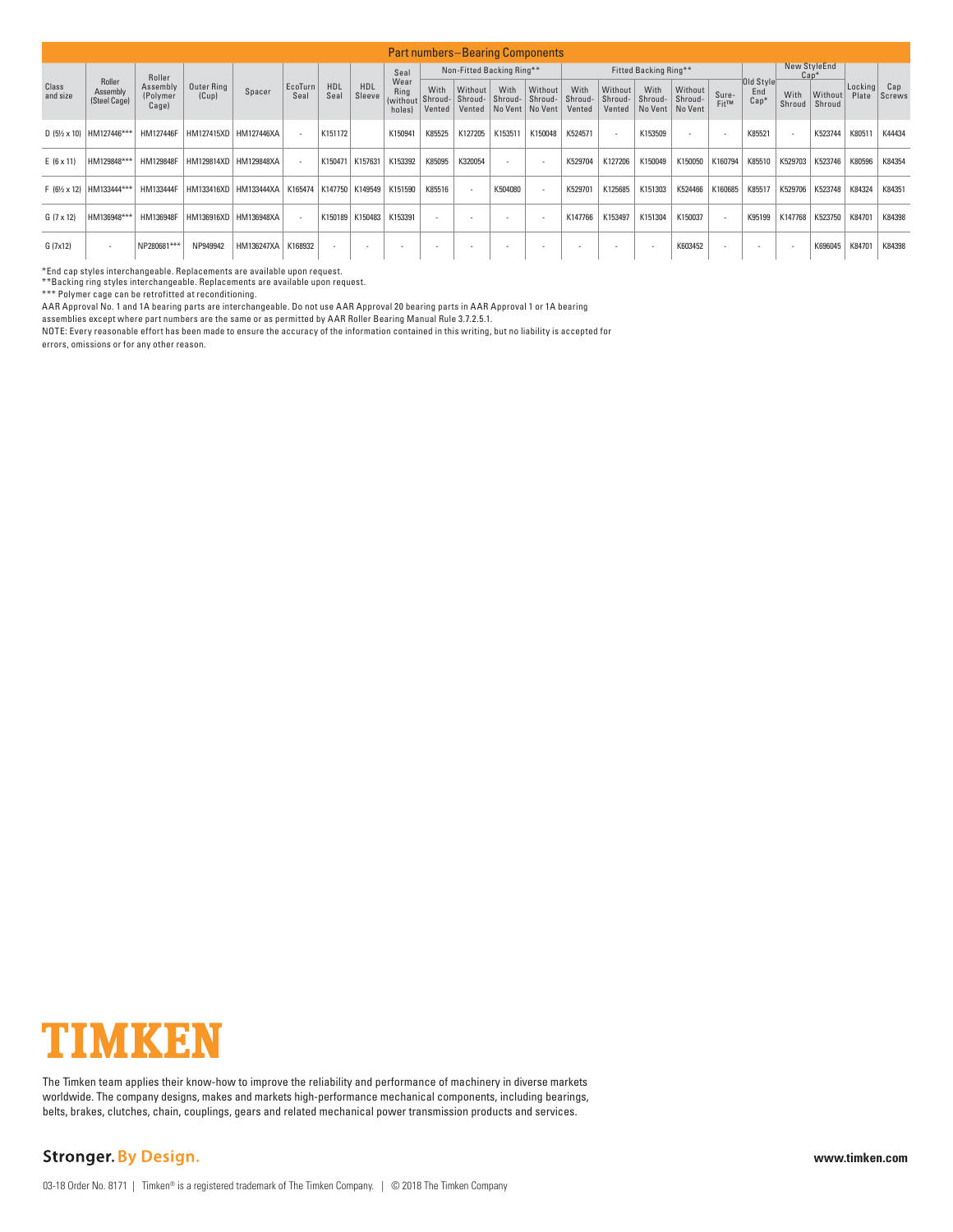## Part numbers–Bearing Components

| Class and size | Roller Assembly (Steel Cage) | Roller Assembly (Polymer Cage) | Outer Ring (Cup) | Spacer | EcoTurn Seal | HDL Seal | HDL Sleeve | Seal Wear Ring (without holes) | Non-Fitted Backing Ring** | | | | Fitted Backing Ring** | | | | | Old Style End Cap* | New StyleEnd Cap* | | Locking Plate | Cap Screws |
|---|---|---|---|---|---|---|---|---|---|---|---|---|---|---|---|---|---|---|---|---|---|---|
| | | | | | | | | | With Shroud-Vented | Without Shroud-Vented | With Shroud-No Vent | Without Shroud-No Vent | With Shroud-Vented | Without Shroud-Vented | With Shroud-No Vent | Without Shroud-No Vent | Sure-Fit™ | | With Shroud | Without Shroud | | |
| D (5½ x 10) | HM127446*** | HM127446F | HM127415XD | HM127446XA | - | K151172 | | K150941 | K85525 | K127205 | K153511 | K150048 | K524571 | - | K153509 | - | - | K85521 | - | K523744 | K80511 | K44434 |
| E (6 x 11) | HM129848*** | HM129848F | HM129814XD | HM129848XA | - | K150471 | K157631 | K153392 | K85095 | K320054 | - | - | K529704 | K127206 | K150049 | K150050 | K160794 | K85510 | K529703 | K523746 | K80596 | K84354 |
| F (6½ x 12) | HM133444*** | HM133444F | HM133416XD | HM133444XA | K165474 | K147750 | K149549 | K151590 | K85516 | - | K504080 | - | K529701 | K125685 | K151303 | K524466 | K160685 | K85517 | K529706 | K523748 | K84324 | K84351 |
| G (7 x 12) | HM136948*** | HM136948F | HM136916XD | HM136948XA | - | K150189 | K150483 | K153391 | - | - | - | - | K147766 | K153497 | K151304 | K150037 | - | K95199 | K147768 | K523750 | K84701 | K84398 |
| G (7x12) | - | NP280681*** | NP949942 | HM136247XA | K168932 | - | - | - | - | - | - | - | - | - | - | K603452 | - | - | - | K696045 | K84701 | K84398 |

*End cap styles interchangeable. Replacements are available upon request.
**Backing ring styles interchangeable. Replacements are available upon request.
*** Polymer cage can be retrofitted at reconditioning.
AAR Approval No. 1 and 1A bearing parts are interchangeable. Do not use AAR Approval 20 bearing parts in AAR Approval 1 or 1A bearing assemblies except where part numbers are the same or as permitted by AAR Roller Bearing Manual Rule 3.7.2.5.1.
NOTE: Every reasonable effort has been made to ensure the accuracy of the information contained in this writing, but no liability is accepted for errors, omissions or for any other reason.

# TIMKEN

The Timken team applies their know-how to improve the reliability and performance of machinery in diverse markets worldwide. The company designs, makes and markets high-performance mechanical components, including bearings, belts, brakes, clutches, chain, couplings, gears and related mechanical power transmission products and services.

**Stronger. By Design.**

www.timken.com

03-18 Order No. 8171 | Timken® is a registered trademark of The Timken Company. | © 2018 The Timken Company